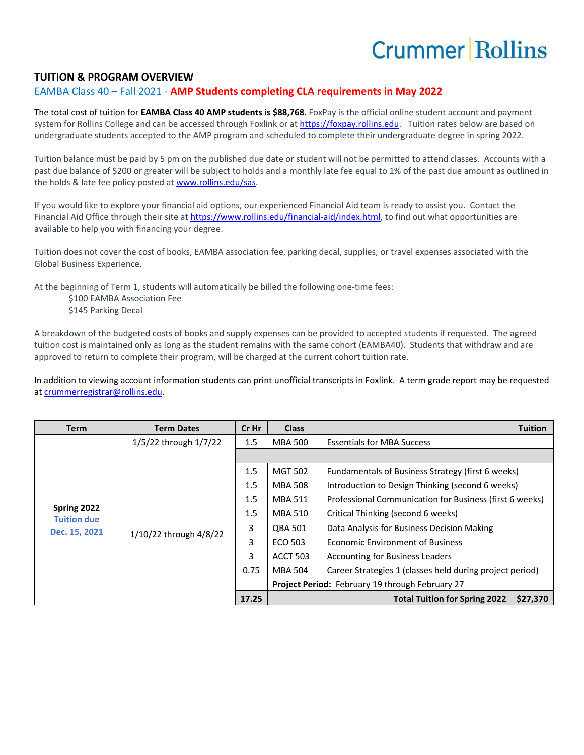Crummer | Rollins

## TUITION & PROGRAM OVERVIEW

### EAMBA Class 40 – Fall 2021 - **AMP Students completing CLA requirements in May 2022**

The total cost of tuition for **EAMBA Class 40 AMP students is $88,768**. FoxPay is the official online student account and payment system for Rollins College and can be accessed through Foxlink or at https://foxpay.rollins.edu. Tuition rates below are based on undergraduate students accepted to the AMP program and scheduled to complete their undergraduate degree in spring 2022.

Tuition balance must be paid by 5 pm on the published due date or student will not be permitted to attend classes. Accounts with a past due balance of $200 or greater will be subject to holds and a monthly late fee equal to 1% of the past due amount as outlined in the holds & late fee policy posted at www.rollins.edu/sas.

If you would like to explore your financial aid options, our experienced Financial Aid team is ready to assist you. Contact the Financial Aid Office through their site at https://www.rollins.edu/financial-aid/index.html, to find out what opportunities are available to help you with financing your degree.

Tuition does not cover the cost of books, EAMBA association fee, parking decal, supplies, or travel expenses associated with the Global Business Experience.

At the beginning of Term 1, students will automatically be billed the following one-time fees:

$100 EAMBA Association Fee
$145 Parking Decal

A breakdown of the budgeted costs of books and supply expenses can be provided to accepted students if requested. The agreed tuition cost is maintained only as long as the student remains with the same cohort (EAMBA40). Students that withdraw and are approved to return to complete their program, will be charged at the current cohort tuition rate.

In addition to viewing account information students can print unofficial transcripts in Foxlink. A term grade report may be requested at crummerregistrar@rollins.edu.

| Term | Term Dates | Cr Hr | Class | | Tuition |
|---|---|---|---|---|---|
| **Spring 2022** Tuition due Dec. 15, 2021 | 1/5/22 through 1/7/22 | 1.5 | MBA 500 | Essentials for MBA Success | |
| | 1/10/22 through 4/8/22 | 1.5 | MGT 502 | Fundamentals of Business Strategy (first 6 weeks) | |
| | | 1.5 | MBA 508 | Introduction to Design Thinking (second 6 weeks) | |
| | | 1.5 | MBA 511 | Professional Communication for Business (first 6 weeks) | |
| | | 1.5 | MBA 510 | Critical Thinking (second 6 weeks) | |
| | | 3 | QBA 501 | Data Analysis for Business Decision Making | |
| | | 3 | ECO 503 | Economic Environment of Business | |
| | | 3 | ACCT 503 | Accounting for Business Leaders | |
| | | 0.75 | MBA 504 | Career Strategies 1 (classes held during project period) | |
| | | | **Project Period:** February 19 through February 27 | | |
| | | **17.25** | | **Total Tuition for Spring 2022** | **$27,370** |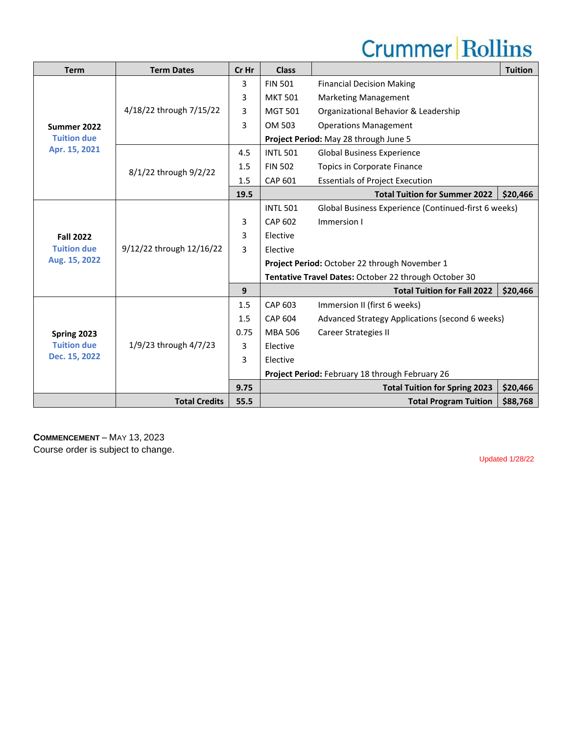# Crummer | Rollins

| Term | Term Dates | Cr Hr | Class | | Tuition |
|---|---|---|---|---|---|
| **Summer 2022** Tuition due Apr. 15, 2021 | 4/18/22 through 7/15/22 | 3 | FIN 501 | Financial Decision Making | |
| | | 3 | MKT 501 | Marketing Management | |
| | | 3 | MGT 501 | Organizational Behavior & Leadership | |
| | | 3 | OM 503 | Operations Management | |
| | | | **Project Period:** May 28 through June 5 | | |
| | 8/1/22 through 9/2/22 | 4.5 | INTL 501 | Global Business Experience | |
| | | 1.5 | FIN 502 | Topics in Corporate Finance | |
| | | 1.5 | CAP 601 | Essentials of Project Execution | |
| | | **19.5** | | **Total Tuition for Summer 2022** | **$20,466** |
| **Fall 2022** Tuition due Aug. 15, 2022 | 9/12/22 through 12/16/22 | | INTL 501 | Global Business Experience (Continued-first 6 weeks) | |
| | | 3 | CAP 602 | Immersion I | |
| | | 3 | Elective | | |
| | | 3 | Elective | | |
| | | | **Project Period:** October 22 through November 1 | | |
| | | | **Tentative Travel Dates:** October 22 through October 30 | | |
| | | **9** | | **Total Tuition for Fall 2022** | **$20,466** |
| **Spring 2023** Tuition due Dec. 15, 2022 | 1/9/23 through 4/7/23 | 1.5 | CAP 603 | Immersion II (first 6 weeks) | |
| | | 1.5 | CAP 604 | Advanced Strategy Applications (second 6 weeks) | |
| | | 0.75 | MBA 506 | Career Strategies II | |
| | | 3 | Elective | | |
| | | 3 | Elective | | |
| | | | **Project Period:** February 18 through February 26 | | |
| | | **9.75** | | **Total Tuition for Spring 2023** | **$20,466** |
| | **Total Credits** | **55.5** | | **Total Program Tuition** | **$88,768** |

**Commencement** – May 13, 2023

Course order is subject to change.

Updated 1/28/22